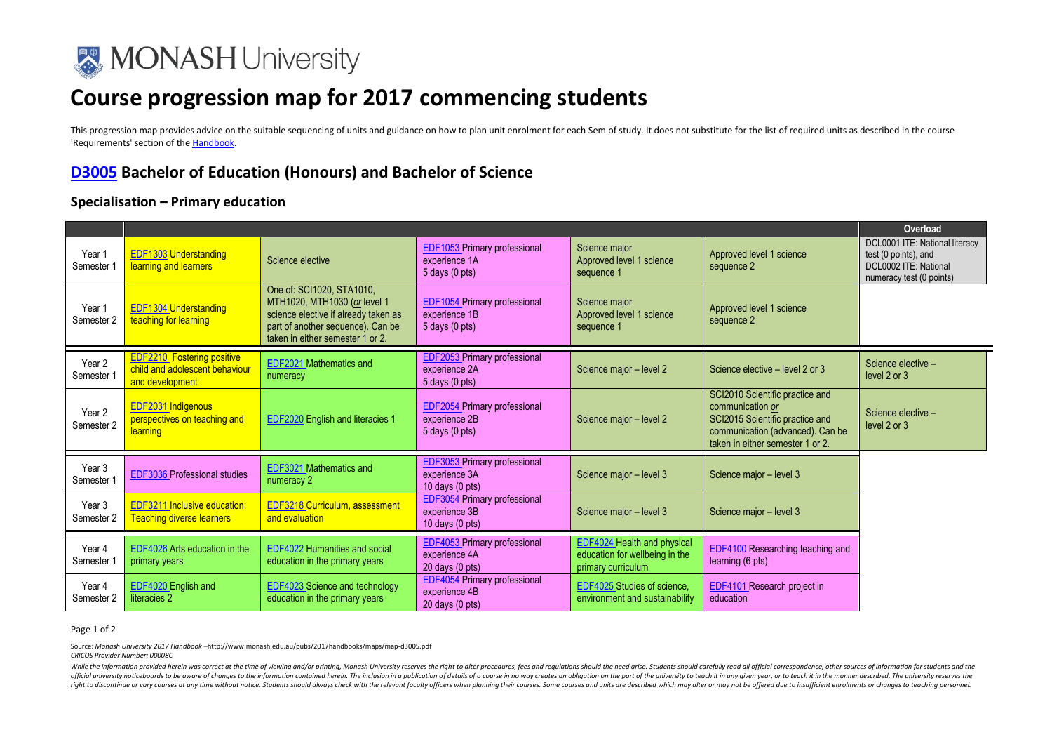# Course progression map for 2017 commencing students

This progression map provides advice on the suitable sequencing of units and guidance on how to plan unit enrolment for each Sem of study. It does not substitute for the list of required units as described in the course 'Requirements' section of the Handbook.

## D3005 Bachelor of Education (Honours) and Bachelor of Science

### Specialisation – Primary education

| | | | | | | Overload |
|---|---|---|---|---|---|---|
| Year 1 Semester 1 | EDF1303 Understanding learning and learners | Science elective | EDF1053 Primary professional experience 1A 5 days (0 pts) | Science major Approved level 1 science sequence 1 | Approved level 1 science sequence 2 | DCL0001 ITE: National literacy test (0 points), and DCL0002 ITE: National numeracy test (0 points) |
| Year 1 Semester 2 | EDF1304 Understanding teaching for learning | One of: SCI1020, STA1010, MTH1020, MTH1030 (*or* level 1 science elective if already taken as part of another sequence). Can be taken in either semester 1 or 2. | EDF1054 Primary professional experience 1B 5 days (0 pts) | Science major Approved level 1 science sequence 1 | Approved level 1 science sequence 2 | |
| Year 2 Semester 1 | EDF2210 Fostering positive child and adolescent behaviour and development | EDF2021 Mathematics and numeracy | EDF2053 Primary professional experience 2A 5 days (0 pts) | Science major – level 2 | Science elective – level 2 or 3 | Science elective – level 2 or 3 |
| Year 2 Semester 2 | EDF2031 Indigenous perspectives on teaching and learning | EDF2020 English and literacies 1 | EDF2054 Primary professional experience 2B 5 days (0 pts) | Science major – level 2 | SCI2010 Scientific practice and communication *or* SCI2015 Scientific practice and communication (advanced). Can be taken in either semester 1 or 2. | Science elective – level 2 or 3 |
| Year 3 Semester 1 | EDF3036 Professional studies | EDF3021 Mathematics and numeracy 2 | EDF3053 Primary professional experience 3A 10 days (0 pts) | Science major – level 3 | Science major – level 3 | |
| Year 3 Semester 2 | EDF3211 Inclusive education: Teaching diverse learners | EDF3218 Curriculum, assessment and evaluation | EDF3054 Primary professional experience 3B 10 days (0 pts) | Science major – level 3 | Science major – level 3 | |
| Year 4 Semester 1 | EDF4026 Arts education in the primary years | EDF4022 Humanities and social education in the primary years | EDF4053 Primary professional experience 4A 20 days (0 pts) | EDF4024 Health and physical education for wellbeing in the primary curriculum | EDF4100 Researching teaching and learning (6 pts) | |
| Year 4 Semester 2 | EDF4020 English and literacies 2 | EDF4023 Science and technology education in the primary years | EDF4054 Primary professional experience 4B 20 days (0 pts) | EDF4025 Studies of science, environment and sustainability | EDF4101 Research project in education | |

Source: *Monash University 2017 Handbook* –http://www.monash.edu.au/pubs/2017handbooks/maps/map-d3005.pdf
*CRICOS Provider Number: 00008C*

*While the information provided herein was correct at the time of viewing and/or printing, Monash University reserves the right to alter procedures, fees and regulations should the need arise. Students should carefully read all official correspondence, other sources of information for students and the official university noticeboards to be aware of changes to the information contained herein. The inclusion in a publication of details of a course in no way creates an obligation on the part of the university to teach it in any given year, or to teach it in the manner described. The university reserves the right to discontinue or vary courses at any time without notice. Students should always check with the relevant faculty officers when planning their courses. Some courses and units are described which may alter or may not be offered due to insufficient enrolments or changes to teaching personnel.*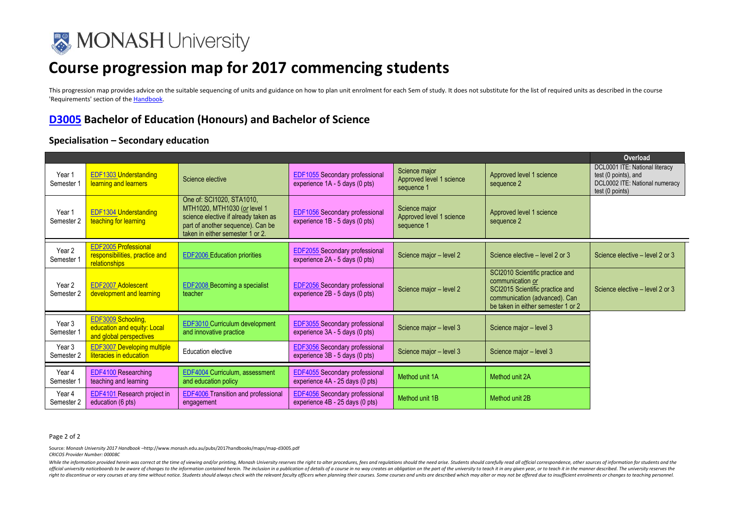# MONASH University

# Course progression map for 2017 commencing students

This progression map provides advice on the suitable sequencing of units and guidance on how to plan unit enrolment for each Sem of study. It does not substitute for the list of required units as described in the course 'Requirements' section of the Handbook.

## D3005 Bachelor of Education (Honours) and Bachelor of Science

### Specialisation – Secondary education

| | | | | | | Overload |
|---|---|---|---|---|---|---|
| Year 1 Semester 1 | EDF1303 Understanding learning and learners | Science elective | EDF1055 Secondary professional experience 1A - 5 days (0 pts) | Science major Approved level 1 science sequence 1 | Approved level 1 science sequence 2 | DCL0001 ITE: National literacy test (0 points), and DCL0002 ITE: National numeracy test (0 points) |
| Year 1 Semester 2 | EDF1304 Understanding teaching for learning | One of: SCI1020, STA1010, MTH1020, MTH1030 (*or* level 1 science elective if already taken as part of another sequence). Can be taken in either semester 1 or 2. | EDF1056 Secondary professional experience 1B - 5 days (0 pts) | Science major Approved level 1 science sequence 1 | Approved level 1 science sequence 2 | |
| Year 2 Semester 1 | EDF2005 Professional responsibilities, practice and relationships | EDF2006 Education priorities | EDF2055 Secondary professional experience 2A - 5 days (0 pts) | Science major – level 2 | Science elective – level 2 or 3 | Science elective – level 2 or 3 |
| Year 2 Semester 2 | EDF2007 Adolescent development and learning | EDF2008 Becoming a specialist teacher | EDF2056 Secondary professional experience 2B - 5 days (0 pts) | Science major – level 2 | SCI2010 Scientific practice and communication *or* SCI2015 Scientific practice and communication (advanced). Can be taken in either semester 1 or 2 | Science elective – level 2 or 3 |
| Year 3 Semester 1 | EDF3009 Schooling, education and equity: Local and global perspectives | EDF3010 Curriculum development and innovative practice | EDF3055 Secondary professional experience 3A - 5 days (0 pts) | Science major – level 3 | Science major – level 3 | |
| Year 3 Semester 2 | EDF3007 Developing multiple literacies in education | Education elective | EDF3056 Secondary professional experience 3B - 5 days (0 pts) | Science major – level 3 | Science major – level 3 | |
| Year 4 Semester 1 | EDF4100 Researching teaching and learning | EDF4004 Curriculum, assessment and education policy | EDF4055 Secondary professional experience 4A - 25 days (0 pts) | Method unit 1A | Method unit 2A | |
| Year 4 Semester 2 | EDF4101 Research project in education (6 pts) | EDF4006 Transition and professional engagement | EDF4056 Secondary professional experience 4B - 25 days (0 pts) | Method unit 1B | Method unit 2B | |

Source: *Monash University 2017 Handbook* –http://www.monash.edu.au/pubs/2017handbooks/maps/map-d3005.pdf
*CRICOS Provider Number: 00008C*

*While the information provided herein was correct at the time of viewing and/or printing, Monash University reserves the right to alter procedures, fees and regulations should the need arise. Students should carefully read all official correspondence, other sources of information for students and the official university noticeboards to be aware of changes to the information contained herein. The inclusion in a publication of details of a course in no way creates an obligation on the part of the university to teach it in any given year, or to teach it in the manner described. The university reserves the right to discontinue or vary courses at any time without notice. Students should always check with the relevant faculty officers when planning their courses. Some courses and units are described which may alter or may not be offered due to insufficient enrolments or changes to teaching personnel.*